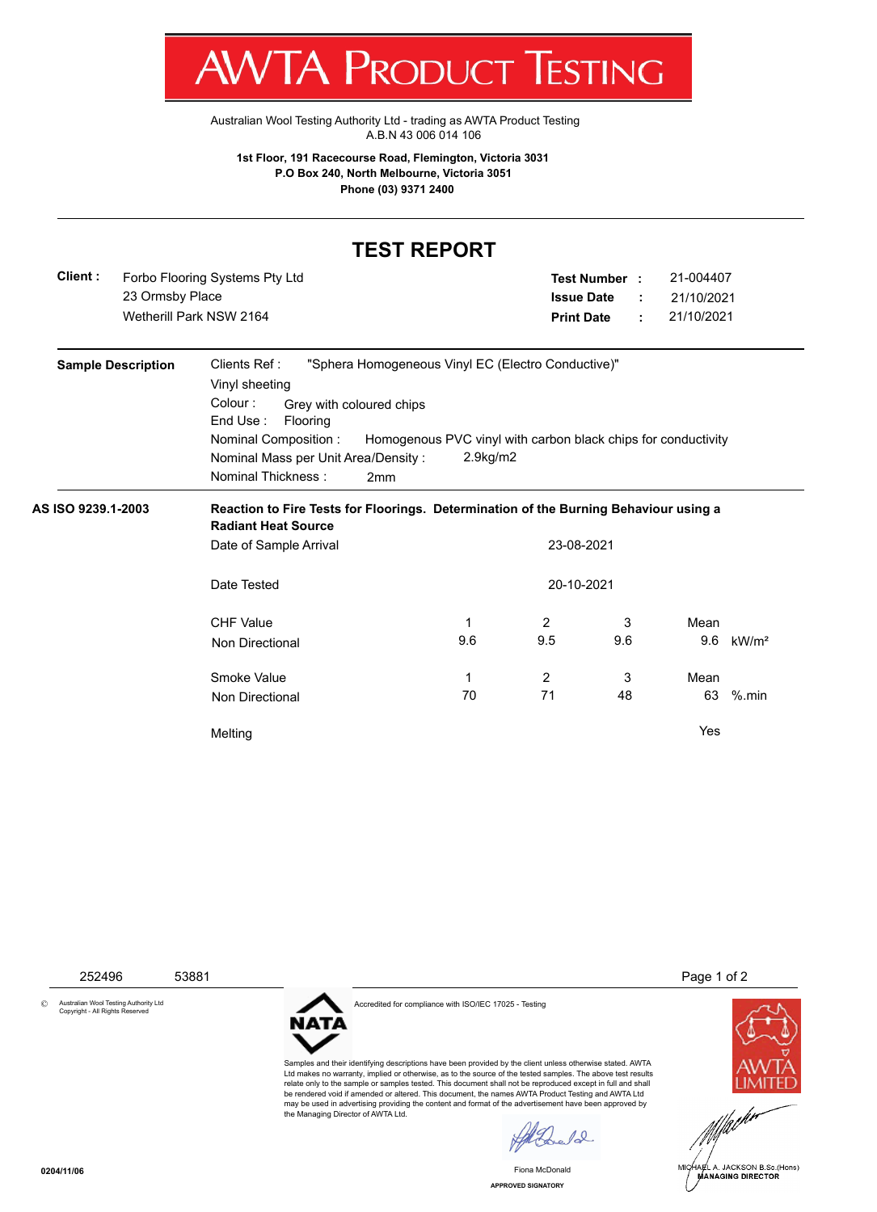# AWTA Product Testing

Australian Wool Testing Authority Ltd - trading as AWTA Product Testing
A.B.N 43 006 014 106

**1st Floor, 191 Racecourse Road, Flemington, Victoria 3031**
**P.O Box 240, North Melbourne, Victoria 3051**
**Phone (03) 9371 2400**

## TEST REPORT

**Client :** Forbo Flooring Systems Pty Ltd
23 Ormsby Place
Wetherill Park NSW 2164

**Test Number :** 21-004407
**Issue Date :** 21/10/2021
**Print Date :** 21/10/2021

**Sample Description**

Clients Ref : "Sphera Homogeneous Vinyl EC (Electro Conductive)"
Vinyl sheeting
Colour : Grey with coloured chips
End Use : Flooring
Nominal Composition : Homogenous PVC vinyl with carbon black chips for conductivity
Nominal Mass per Unit Area/Density : 2.9kg/m2
Nominal Thickness : 2mm

**AS ISO 9239.1-2003**

**Reaction to Fire Tests for Floorings. Determination of the Burning Behaviour using a Radiant Heat Source**

Date of Sample Arrival: 23-08-2021

Date Tested: 20-10-2021

| | 1 | 2 | 3 | Mean | |
|---|---|---|---|---|---|
| CHF Value Non Directional | 9.6 | 9.5 | 9.6 | 9.6 | kW/m² |
| Smoke Value Non Directional | 70 | 71 | 48 | 63 | %.min |
| Melting | | | | Yes | |

252496 53881

© Australian Wool Testing Authority Ltd
Copyright - All Rights Reserved

NATA — Accredited for compliance with ISO/IEC 17025 - Testing

Samples and their identifying descriptions have been provided by the client unless otherwise stated. AWTA Ltd makes no warranty, implied or otherwise, as to the source of the tested samples. The above test results relate only to the sample or samples tested. This document shall not be reproduced except in full and shall be rendered void if amended or altered. This document, the names AWTA Product Testing and AWTA Ltd may be used in advertising providing the content and format of the advertisement have been approved by the Managing Director of AWTA Ltd.

Fiona McDonald
APPROVED SIGNATORY

MICHAEL A. JACKSON B.Sc.(Hons)
MANAGING DIRECTOR

0204/11/06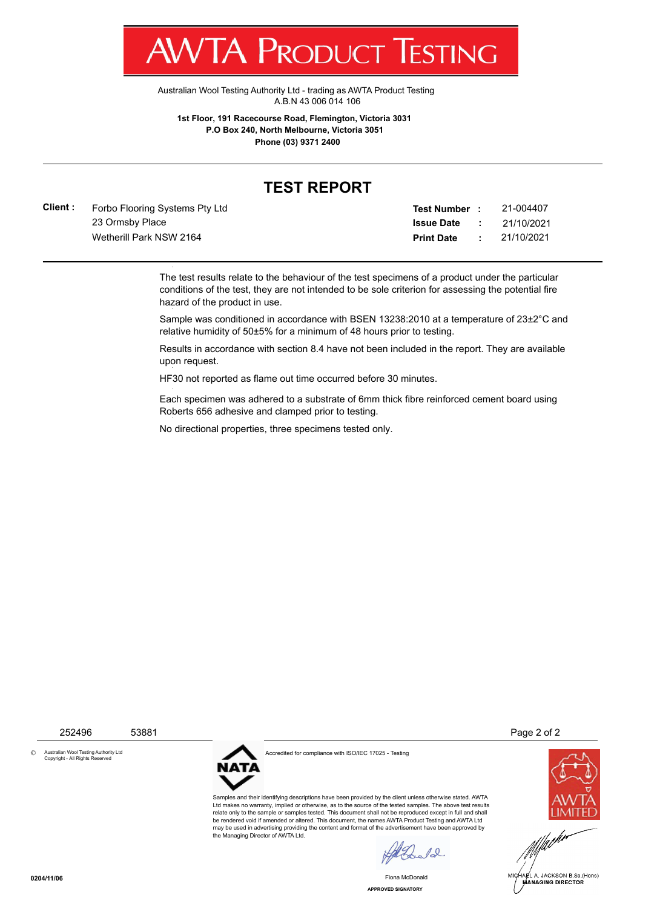# AWTA PRODUCT TESTING

Australian Wool Testing Authority Ltd - trading as AWTA Product Testing
A.B.N 43 006 014 106

**1st Floor, 191 Racecourse Road, Flemington, Victoria 3031**
**P.O Box 240, North Melbourne, Victoria 3051**
**Phone (03) 9371 2400**

## TEST REPORT

| | | | |
|---|---|---|---|
| **Client :** | Forbo Flooring Systems Pty Ltd<br>23 Ormsby Place<br>Wetherill Park NSW 2164 | **Test Number :** | 21-004407 |
| | | **Issue Date :** | 21/10/2021 |
| | | **Print Date :** | 21/10/2021 |

The test results relate to the behaviour of the test specimens of a product under the particular conditions of the test, they are not intended to be sole criterion for assessing the potential fire hazard of the product in use.

Sample was conditioned in accordance with BSEN 13238:2010 at a temperature of 23±2°C and relative humidity of 50±5% for a minimum of 48 hours prior to testing.

Results in accordance with section 8.4 have not been included in the report. They are available upon request.

HF30 not reported as flame out time occurred before 30 minutes.

Each specimen was adhered to a substrate of 6mm thick fibre reinforced cement board using Roberts 656 adhesive and clamped prior to testing.

No directional properties, three specimens tested only.

252496 53881

© Australian Wool Testing Authority Ltd Copyright - All Rights Reserved

NATA

Accredited for compliance with ISO/IEC 17025 - Testing

Samples and their identifying descriptions have been provided by the client unless otherwise stated. AWTA Ltd makes no warranty, implied or otherwise, as to the source of the tested samples. The above test results relate only to the sample or samples tested. This document shall not be reproduced except in full and shall be rendered void if amended or altered. This document, the names AWTA Product Testing and AWTA Ltd may be used in advertising providing the content and format of the advertisement have been approved by the Managing Director of AWTA Ltd.

AWTA LIMITED

Fiona McDonald
APPROVED SIGNATORY

MICHAEL A. JACKSON B.Sc.(Hons)
MANAGING DIRECTOR

0204/11/06